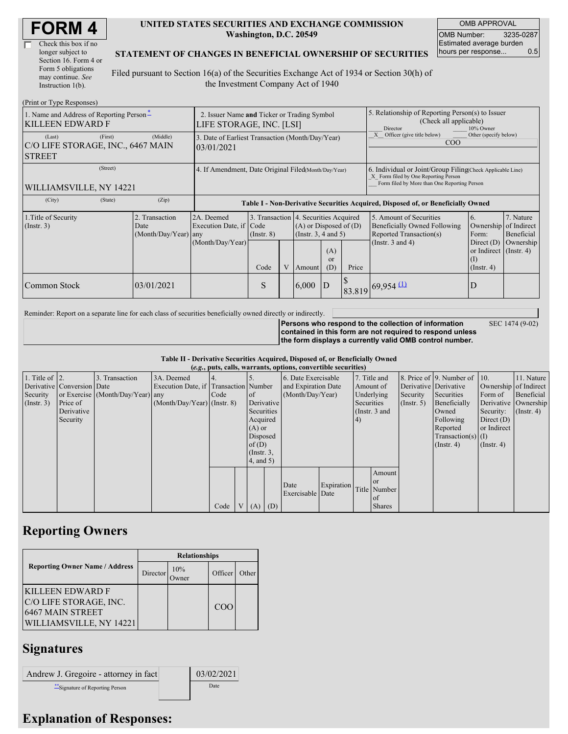# FORM 4

☐ Check this box if no longer subject to Section 16. Form 4 or Form 5 obligations may continue. *See* Instruction 1(b).

**UNITED STATES SECURITIES AND EXCHANGE COMMISSION**
**Washington, D.C. 20549**

**STATEMENT OF CHANGES IN BENEFICIAL OWNERSHIP OF SECURITIES**

Filed pursuant to Section 16(a) of the Securities Exchange Act of 1934 or Section 30(h) of the Investment Company Act of 1940

| OMB APPROVAL | |
|---|---|
| OMB Number: | 3235-0287 |
| Estimated average burden hours per response... | 0.5 |

(Print or Type Responses)

| 1. Name and Address of Reporting Person* | 2. Issuer Name and Ticker or Trading Symbol | 5. Relationship of Reporting Person(s) to Issuer (Check all applicable) |
|---|---|---|
| KILLEEN EDWARD F | LIFE STORAGE, INC. [LSI] | ___ Director ___ 10% Owner |
| (Last) (First) (Middle) C/O LIFE STORAGE, INC., 6467 MAIN STREET | 3. Date of Earliest Transaction (Month/Day/Year) 03/01/2021 | _X_ Officer (give title below) ___ Other (specify below) COO |
| (Street) WILLIAMSVILLE, NY 14221 | 4. If Amendment, Date Original Filed (Month/Day/Year) | 6. Individual or Joint/Group Filing (Check Applicable Line) _X_ Form filed by One Reporting Person ___ Form filed by More than One Reporting Person |
| (City) (State) (Zip) | | |

**Table I - Non-Derivative Securities Acquired, Disposed of, or Beneficially Owned**

| 1.Title of Security (Instr. 3) | 2. Transaction Date (Month/Day/Year) | 2A. Deemed Execution Date, if any (Month/Day/Year) | 3. Transaction Code (Instr. 8) | | 4. Securities Acquired (A) or Disposed of (D) (Instr. 3, 4 and 5) | | | 5. Amount of Securities Beneficially Owned Following Reported Transaction(s) (Instr. 3 and 4) | 6. Ownership Form: Direct (D) or Indirect (I) (Instr. 4) | 7. Nature of Indirect Beneficial Ownership (Instr. 4) |
|---|---|---|---|---|---|---|---|---|---|---|
| | | | Code | V | Amount | (A) or (D) | Price | | | |
| Common Stock | 03/01/2021 | | S | | 6,000 | D | $ 83.819 | 69,954 (1) | D | |

Reminder: Report on a separate line for each class of securities beneficially owned directly or indirectly.

**Persons who respond to the collection of information contained in this form are not required to respond unless the form displays a currently valid OMB control number.** SEC 1474 (9-02)

**Table II - Derivative Securities Acquired, Disposed of, or Beneficially Owned**
**(*e.g.*, puts, calls, warrants, options, convertible securities)**

| 1. Title of Derivative Security (Instr. 3) | 2. Conversion or Exercise Price of Derivative Security | 3. Transaction Date (Month/Day/Year) | 3A. Deemed Execution Date, if any (Month/Day/Year) | 4. Transaction Code (Instr. 8) | | 5. Number of Derivative Securities Acquired (A) or Disposed of (D) (Instr. 3, 4, and 5) | | 6. Date Exercisable and Expiration Date (Month/Day/Year) | | 7. Title and Amount of Underlying Securities (Instr. 3 and 4) | | 8. Price of Derivative Security (Instr. 5) | 9. Number of Derivative Securities Beneficially Owned Following Reported Transaction(s) (Instr. 4) | 10. Ownership Form of Derivative Security: Direct (D) or Indirect (I) (Instr. 4) | 11. Nature of Indirect Beneficial Ownership (Instr. 4) |
|---|---|---|---|---|---|---|---|---|---|---|---|---|---|---|---|
| | | | | Code | V | (A) | (D) | Date Exercisable | Expiration Date | Title | Amount or Number of Shares | | | | |

## Reporting Owners

| Reporting Owner Name / Address | Relationships | | | |
|---|---|---|---|---|
| | Director | 10% Owner | Officer | Other |
| KILLEEN EDWARD F C/O LIFE STORAGE, INC. 6467 MAIN STREET WILLIAMSVILLE, NY 14221 | | | COO | |

## Signatures

| Andrew J. Gregoire - attorney in fact | 03/02/2021 |
|---|---|
| **Signature of Reporting Person | Date |

## Explanation of Responses: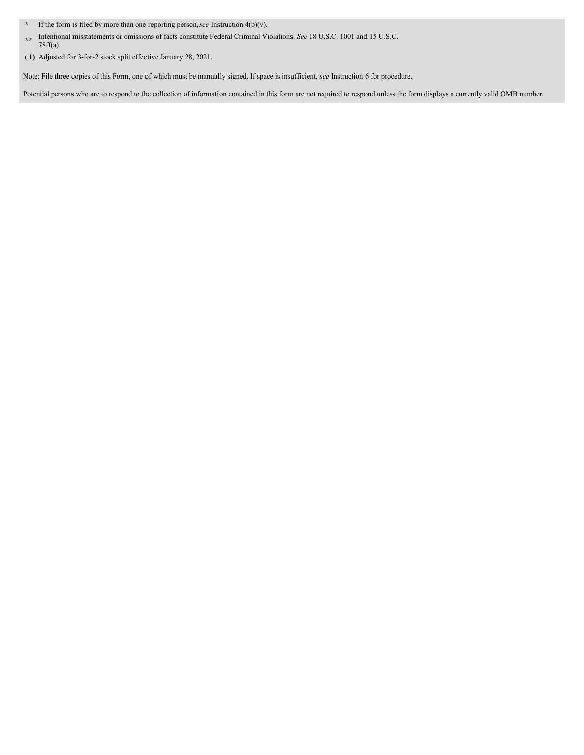\* If the form is filed by more than one reporting person, *see* Instruction 4(b)(v).

\*\* Intentional misstatements or omissions of facts constitute Federal Criminal Violations. *See* 18 U.S.C. 1001 and 15 U.S.C. 78ff(a).

**( 1)** Adjusted for 3-for-2 stock split effective January 28, 2021.

Note: File three copies of this Form, one of which must be manually signed. If space is insufficient, *see* Instruction 6 for procedure.

Potential persons who are to respond to the collection of information contained in this form are not required to respond unless the form displays a currently valid OMB number.